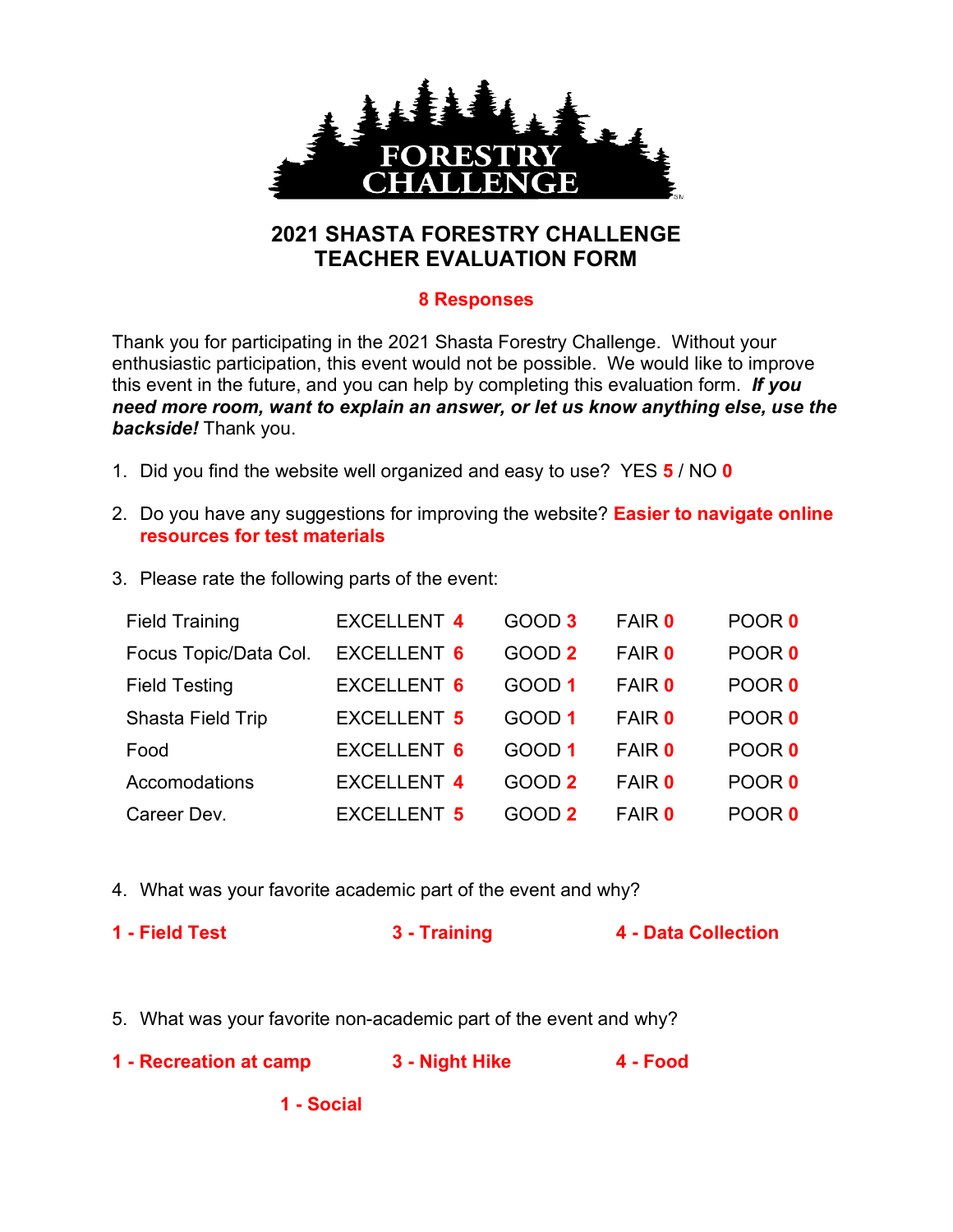FORESTRY CHALLENGE

# 2021 SHASTA FORESTRY CHALLENGE
# TEACHER EVALUATION FORM

**8 Responses**

Thank you for participating in the 2021 Shasta Forestry Challenge. Without your enthusiastic participation, this event would not be possible. We would like to improve this event in the future, and you can help by completing this evaluation form. ***If you need more room, want to explain an answer, or let us know anything else, use the backside!*** Thank you.

1. Did you find the website well organized and easy to use? YES **5** / NO **0**

2. Do you have any suggestions for improving the website? **Easier to navigate online resources for test materials**

3. Please rate the following parts of the event:

| | | | | |
|---|---|---|---|---|
| Field Training | EXCELLENT **4** | GOOD **3** | FAIR **0** | POOR **0** |
| Focus Topic/Data Col. | EXCELLENT **6** | GOOD **2** | FAIR **0** | POOR **0** |
| Field Testing | EXCELLENT **6** | GOOD **1** | FAIR **0** | POOR **0** |
| Shasta Field Trip | EXCELLENT **5** | GOOD **1** | FAIR **0** | POOR **0** |
| Food | EXCELLENT **6** | GOOD **1** | FAIR **0** | POOR **0** |
| Accomodations | EXCELLENT **4** | GOOD **2** | FAIR **0** | POOR **0** |
| Career Dev. | EXCELLENT **5** | GOOD **2** | FAIR **0** | POOR **0** |

4. What was your favorite academic part of the event and why?

**1 - Field Test** &nbsp;&nbsp;&nbsp; **3 - Training** &nbsp;&nbsp;&nbsp; **4 - Data Collection**

5. What was your favorite non-academic part of the event and why?

**1 - Recreation at camp** &nbsp;&nbsp;&nbsp; **3 - Night Hike** &nbsp;&nbsp;&nbsp; **4 - Food**

**1 - Social**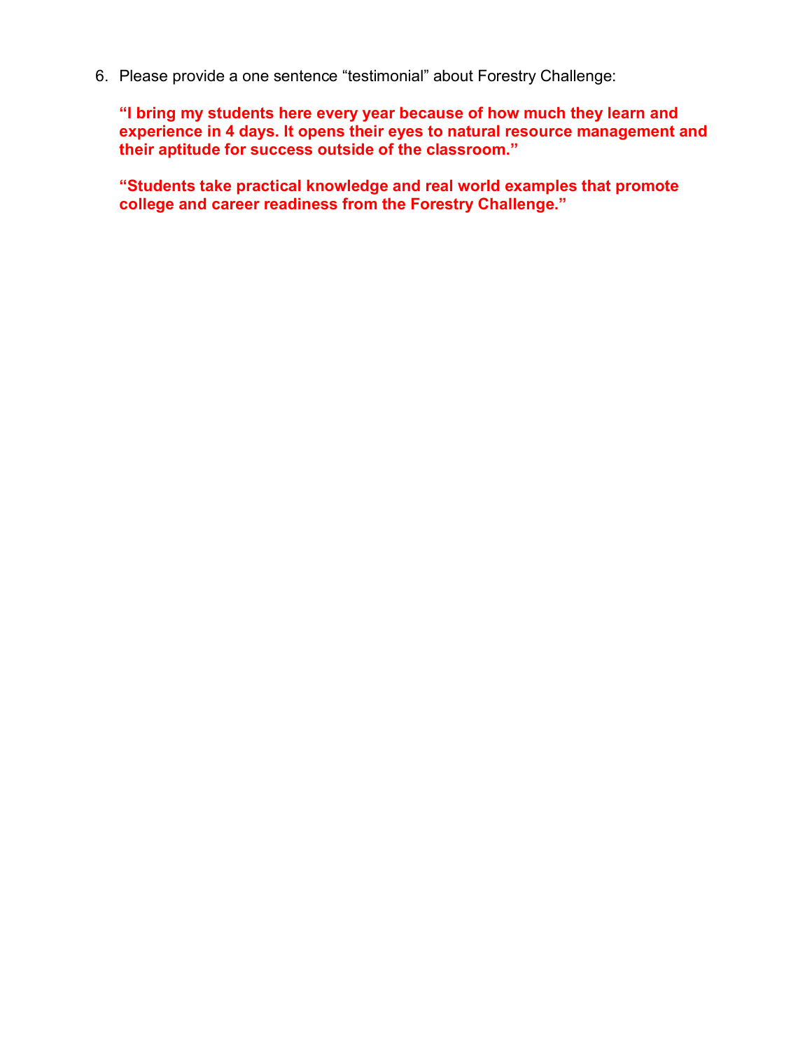6. Please provide a one sentence "testimonial" about Forestry Challenge:

   **"I bring my students here every year because of how much they learn and experience in 4 days. It opens their eyes to natural resource management and their aptitude for success outside of the classroom."**

   **"Students take practical knowledge and real world examples that promote college and career readiness from the Forestry Challenge."**